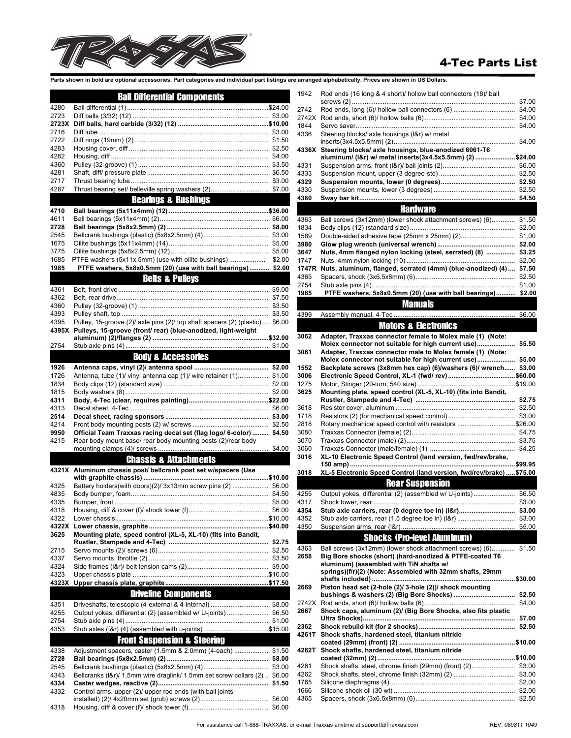# 4-Tec Parts List

**Parts shown in bold are optional accessories. Part categories and individual part listings are arranged alphabetically. Prices are shown in US Dollars.**

## Ball Differential Components

| Part # | Description | Price |
|---|---|---|
| 4280 | Ball differential (1) | $24.00 |
| 2723 | Diff balls (3/32) (12) | $3.00 |
| **2723X** | **Diff balls, hard carbide (3/32) (12)** | **$10.00** |
| 2716 | Diff lube | $3.00 |
| 2722 | Diff rings (19mm) (2) | $1.50 |
| 4283 | Housing cover, diff | $2.50 |
| 4282 | Housing, diff | $4.00 |
| 4360 | Pulley (32-groove) (1) | $3.50 |
| 4281 | Shaft, diff/ pressure plate | $6.50 |
| 2717 | Thrust bearing lube | $3.00 |
| 4287 | Thrust bearing set/ belleville spring washers (2) | $7.00 |

## Bearings & Bushings

| Part # | Description | Price |
|---|---|---|
| **4710** | **Ball bearings (5x11x4mm) (12)** | **$36.00** |
| 4611 | Ball bearings (5x11x4mm) (2) | $6.00 |
| **2728** | **Ball bearings (5x8x2.5mm) (2)** | **$8.00** |
| 2545 | Bellcrank bushings (plastic) (5x8x2.5mm) (4) | $3.00 |
| 1675 | Oilite bushings (5x11x4mm) (14) | $5.00 |
| 3775 | Oilite bushings (5x8x2.5mm) (12) | $5.00 |
| 1685 | PTFE washers (5x11x.5mm) (use with oilite bushings) | $2.00 |
| **1985** | **PTFE washers, 5x8x0.5mm (20) (use with ball bearings)** | **$2.00** |

## Belts & Pulleys

| Part # | Description | Price |
|---|---|---|
| 4361 | Belt, front drive | $9.00 |
| 4362 | Belt, rear drive | $7.50 |
| 4360 | Pulley (32-groove) (1) | $3.50 |
| 4393 | Pulley shaft, top | $3.50 |
| 4395 | Pulley, 15-groove (2)/ axle pins (2)/ top shaft spacers (2) (plastic) | $6.00 |
| **4395X** | **Pulleys, 15-groove (front/ rear) (blue-anodized, light-weight aluminum) (2)/flanges (2)** | **$32.00** |
| 2754 | Stub axle pins (4) | $1.00 |

## Body & Accessories

| Part # | Description | Price |
|---|---|---|
| **1926** | **Antenna caps, vinyl (2)/ antenna spool** | **$2.00** |
| 1726 | Antenna, tube (1)/ vinyl antenna cap (1)/ wire retainer (1) | $1.00 |
| 1834 | Body clips (12) (standard size) | $2.00 |
| 1815 | Body washers (8) | $2.00 |
| **4311** | **Body, 4-Tec (clear, requires painting)** | **$22.00** |
| 4313 | Decal sheet, 4-Tec | $6.00 |
| **2514** | **Decal sheet, racing sponsors** | **$3.00** |
| 4214 | Front body mounting posts (2) w/ screws | $2.50 |
| **9950** | **Official Team Traxxas racing decal set (flag logo/ 6-color)** | **$4.50** |
| 4215 | Rear body mount base/ rear body mounting posts (2)/rear body mounting clamps (4)/ screws | $4.00 |

## Chassis & Attachments

| Part # | Description | Price |
|---|---|---|
| **4321X** | **Aluminum chassis post/ bellcrank post set w/spacers (Use with graphite chassis)** | **$10.00** |
| 4325 | Battery holders(with doors)(2)/ 3x13mm screw pins (2) | $6.00 |
| 4835 | Body bumper, foam | $4.50 |
| 4335 | Bumper, front | $5.00 |
| 4318 | Housing, diff & cover (f)/ shock tower (f) | $6.00 |
| 4322 | Lower chassis | $10.00 |
| **4322X** | **Lower chassis, graphite** | **$40.00** |
| **3625** | **Mounting plate, speed control (XL-5, XL-10) (fits into Bandit, Rustler, Stampede and 4-Tec)** | **$2.75** |
| 2715 | Servo mounts (2)/ screws (6) | $2.50 |
| 4337 | Servo mounts, throttle (2) | $3.50 |
| 4324 | Side frames (l&r)/ belt tension cams (2) | $9.00 |
| 4323 | Upper chassis plate | $10.00 |
| **4323X** | **Upper chassis plate, graphite** | **$17.50** |

## Driveline Components

| Part # | Description | Price |
|---|---|---|
| 4351 | Driveshafts, telescopic (4-external & 4-internal) | $8.00 |
| 4255 | Output yokes, differential (2) (assembled w/ U-joints) | $6.50 |
| 2754 | Stub axle pins (4) | $1.00 |
| 4353 | Stub axles (f&r) (4) (assembled with u-joints) | $15.00 |

## Front Suspension & Steering

| Part # | Description | Price |
|---|---|---|
| 4338 | Adjustment spacers, caster (1.5mm & 2.0mm) (4-each) | $1.50 |
| **2728** | **Ball bearings (5x8x2.5mm) (2)** | **$8.00** |
| 2545 | Bellcrank bushings (plastic) (5x8x2.5mm) (4) | $3.00 |
| 4343 | Bellcranks (l&r)/ 1.5mm wire draglink/ 1.5mm set screw collars (2) | $6.00 |
| **4334** | **Caster wedges, reactive (2)** | **$1.50** |
| 4332 | Control arms, upper (2)/ upper rod ends (with ball joints installed) (2)/ 4x20mm set (grub) screws (2) | $6.00 |
| 4318 | Housing, diff & cover (f)/ shock tower (f) | $6.00 |
| 1942 | Rod ends (16 long & 4 short)/ hollow ball connectors (18)/ ball screws (2) | $7.00 |
| 2742 | Rod ends, long (6)/ hollow ball connectors (6) | $4.00 |
| 2742X | Rod ends, short (6)/ hollow balls (6) | $4.00 |
| 1844 | Servo saver | $4.00 |
| 4336 | Steering blocks/ axle housings (l&r) w/ metal inserts(3x4.5x5.5mm) (2) | $4.00 |
| **4336X** | **Steering blocks/ axle housings, blue-anodized 6061-T6 aluminum/ (l&r) w/ metal inserts(3x4.5x5.5mm) (2)** | **$24.00** |
| 4331 | Suspension arms, front (l&r)/ ball joints (2) | $6.00 |
| 4333 | Suspension mount, upper (3 degree-std) | $2.50 |
| **4329** | **Suspension mounts, lower (0 degrees)** | **$2.50** |
| 4330 | Suspension mounts, lower (3 degrees) | $2.50 |
| **4380** | **Sway bar kit** | **$4.50** |

## Hardware

| Part # | Description | Price |
|---|---|---|
| 4363 | Ball screws (3x12mm) (lower shock attachment screws) (6) | $1.50 |
| 1834 | Body clips (12) (standard size) | $2.00 |
| 1589 | Double-sided adhesive tape (25mm x 25mm) (2) | $1.00 |
| **3980** | **Glow plug wrench (universal wrench)** | **$2.00** |
| **3647** | **Nuts, 4mm flanged nylon locking (steel, serrated) (8)** | **$3.25** |
| 1747 | Nuts, 4mm nylon locking (10) | $2.00 |
| **1747R** | **Nuts, aluminum, flanged, serrated (4mm) (blue-anodized) (4)** | **$7.50** |
| 4365 | Spacers, shock (3x6.5x8mm) (6) | $2.50 |
| 2754 | Stub axle pins (4) | $1.00 |
| **1985** | **PTFE washers, 5x8x0.5mm (20) (use with ball bearings)** | **$2.00** |

## Manuals

| Part # | Description | Price |
|---|---|---|
| 4399 | Assembly manual, 4-Tec | $6.00 |

## Motors & Electronics

| Part # | Description | Price |
|---|---|---|
| **3062** | **Adapter, Traxxas connector female to Molex male (1) (Note: Molex connector not suitable for high current use)** | **$5.50** |
| **3061** | **Adapter, Traxxas connector male to Molex female (1) (Note: Molex connector not suitable for high current use)** | **$5.00** |
| **1552** | **Backplate screws (3x8mm hex cap) (6)/washers (6)/ wrench** | **$3.00** |
| **3006** | **Electronic Speed Control, XL-1 (fwd/ rev)** | **$60.00** |
| 1275 | Motor, Stinger (20-turn, 540 size) | $19.00 |
| **3625** | **Mounting plate, speed control (XL-5, XL-10) (fits into Bandit, Rustler, Stampede and 4-Tec)** | **$2.75** |
| 3618 | Resistor cover, aluminum | $2.50 |
| 1718 | Resistors (2) (for mechanical speed control) | $3.00 |
| 2818 | Rotary mechanical speed control with resistors | $26.00 |
| 3080 | Traxxas Connector (female) (2) | $4.75 |
| 3070 | Traxxas Connector (male) (2) | $3.75 |
| 3060 | Traxxas Connector (male/female) (1) | $4.25 |
| **3016** | **XL-10 Electronic Speed Control (land version, fwd/rev/brake, 150 amp)** | **$99.95** |
| **3018** | **XL-5 Electronic Speed Control (land version, fwd/rev/brake)** | **$75.00** |

## Rear Suspension

| Part # | Description | Price |
|---|---|---|
| 4255 | Output yokes, differential (2) (assembled w/ U-joints) | $6.50 |
| 4317 | Shock tower, rear | $3.00 |
| **4354** | **Stub axle carriers, rear (0 degree toe in) (l&r)** | **$3.00** |
| 4352 | Stub axle carriers, rear (1.5 degree toe in) (l&r) | $3.00 |
| 4350 | Suspension arms, rear (l&r) | $5.00 |

## Shocks (Pro-level Aluminum)

| Part # | Description | Price |
|---|---|---|
| 4363 | Ball screws (3x12mm) (lower shock attachment screws) (6) | $1.50 |
| **2658** | **Big Bore shocks (short) (hard-anodized & PTFE-coated T6 aluminum) (assembled with TiN shafts w/ springs)(f/r)(2) (Note: Assembled with 32mm shafts, 29mm shafts included)** | **$30.00** |
| **2669** | **Piston head set (2-hole (2)/ 3-hole (2))/ shock mounting bushings & washers (2) (Big Bore Shocks)** | **$2.50** |
| 2742X | Rod ends, short (6)/ hollow balls (6) | $4.00 |
| **2667** | **Shock caps, aluminum (2)/ (Big Bore Shocks, also fits plastic Ultra Shocks)** | **$7.00** |
| **2362** | **Shock rebuild kit (for 2 shocks)** | **$2.50** |
| **4261T** | **Shock shafts, hardened steel, titanium nitride coated (29mm) (front) (2)** | **$10.00** |
| **4262T** | **Shock shafts, hardened steel, titanium nitride coated (32mm) (2)** | **$10.00** |
| 4261 | Shock shafts, steel, chrome finish (29mm) (front) (2) | $3.00 |
| 4262 | Shock shafts, steel, chrome finish (32mm) (2) | $3.00 |
| 1765 | Silicone diaphragms (4) | $2.00 |
| 1666 | Silicone shock oil (30 wt) | $2.00 |
| 4365 | Spacers, shock (3x6.5x8mm) (6) | $2.50 |

For assistance call 1-888-TRAXXAS, or e-mail Traxxas anytime at support@Traxxas.com

REV. *080811 1049*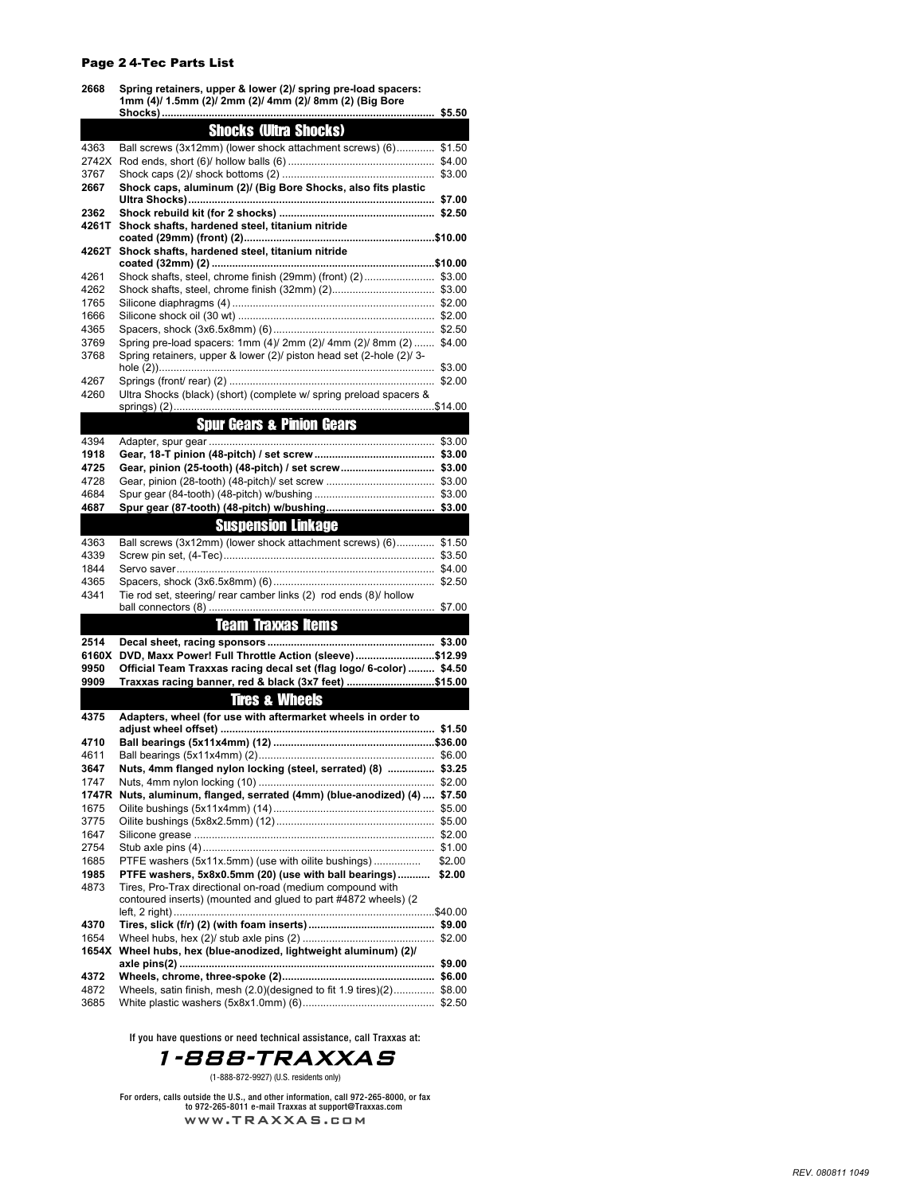**Page 2 4-Tec Parts List**

| | | |
|---|---|---|
| **2668** | **Spring retainers, upper & lower (2)/ spring pre-load spacers: 1mm (4)/ 1.5mm (2)/ 2mm (2)/ 4mm (2)/ 8mm (2) (Big Bore Shocks)** | **$5.50** |

## Shocks (Ultra Shocks)

| | | |
|---|---|---|
| 4363 | Ball screws (3x12mm) (lower shock attachment screws) (6) | $1.50 |
| 2742X | Rod ends, short (6)/ hollow balls (6) | $4.00 |
| 3767 | Shock caps (2)/ shock bottoms (2) | $3.00 |
| **2667** | **Shock caps, aluminum (2)/ (Big Bore Shocks, also fits plastic Ultra Shocks)** | **$7.00** |
| **2362** | **Shock rebuild kit (for 2 shocks)** | **$2.50** |
| **4261T** | **Shock shafts, hardened steel, titanium nitride coated (29mm) (front) (2)** | **$10.00** |
| **4262T** | **Shock shafts, hardened steel, titanium nitride coated (32mm) (2)** | **$10.00** |
| 4261 | Shock shafts, steel, chrome finish (29mm) (front) (2) | $3.00 |
| 4262 | Shock shafts, steel, chrome finish (32mm) (2) | $3.00 |
| 1765 | Silicone diaphragms (4) | $2.00 |
| 1666 | Silicone shock oil (30 wt) | $2.00 |
| 4365 | Spacers, shock (3x6.5x8mm) (6) | $2.50 |
| 3769 | Spring pre-load spacers: 1mm (4)/ 2mm (2)/ 4mm (2)/ 8mm (2) | $4.00 |
| 3768 | Spring retainers, upper & lower (2)/ piston head set (2-hole (2)/ 3-hole (2)) | $3.00 |
| 4267 | Springs (front/ rear) (2) | $2.00 |
| 4260 | Ultra Shocks (black) (short) (complete w/ spring preload spacers & springs) (2) | $14.00 |

## Spur Gears & Pinion Gears

| | | |
|---|---|---|
| 4394 | Adapter, spur gear | $3.00 |
| **1918** | **Gear, 18-T pinion (48-pitch) / set screw** | **$3.00** |
| **4725** | **Gear, pinion (25-tooth) (48-pitch) / set screw** | **$3.00** |
| 4728 | Gear, pinion (28-tooth) (48-pitch)/ set screw | $3.00 |
| 4684 | Spur gear (84-tooth) (48-pitch) w/bushing | $3.00 |
| **4687** | **Spur gear (87-tooth) (48-pitch) w/bushing** | **$3.00** |

## Suspension Linkage

| | | |
|---|---|---|
| 4363 | Ball screws (3x12mm) (lower shock attachment screws) (6) | $1.50 |
| 4339 | Screw pin set, (4-Tec) | $3.50 |
| 1844 | Servo saver | $4.00 |
| 4365 | Spacers, shock (3x6.5x8mm) (6) | $2.50 |
| 4341 | Tie rod set, steering/ rear camber links (2) rod ends (8)/ hollow ball connectors (8) | $7.00 |

## Team Traxxas Items

| | | |
|---|---|---|
| **2514** | **Decal sheet, racing sponsors** | **$3.00** |
| **6160X** | **DVD, Maxx Power! Full Throttle Action (sleeve)** | **$12.99** |
| **9950** | **Official Team Traxxas racing decal set (flag logo/ 6-color)** | **$4.50** |
| **9909** | **Traxxas racing banner, red & black (3x7 feet)** | **$15.00** |

## Tires & Wheels

| | | |
|---|---|---|
| **4375** | **Adapters, wheel (for use with aftermarket wheels in order to adjust wheel offset)** | **$1.50** |
| **4710** | **Ball bearings (5x11x4mm) (12)** | **$36.00** |
| 4611 | Ball bearings (5x11x4mm) (2) | $6.00 |
| **3647** | **Nuts, 4mm flanged nylon locking (steel, serrated) (8)** | **$3.25** |
| 1747 | Nuts, 4mm nylon locking (10) | $2.00 |
| **1747R** | **Nuts, aluminum, flanged, serrated (4mm) (blue-anodized) (4)** | **$7.50** |
| 1675 | Oilite bushings (5x11x4mm) (14) | $5.00 |
| 3775 | Oilite bushings (5x8x2.5mm) (12) | $5.00 |
| 1647 | Silicone grease | $2.00 |
| 2754 | Stub axle pins (4) | $1.00 |
| 1685 | PTFE washers (5x11x.5mm) (use with oilite bushings) | $2.00 |
| **1985** | **PTFE washers, 5x8x0.5mm (20) (use with ball bearings)** | **$2.00** |
| 4873 | Tires, Pro-Trax directional on-road (medium compound with contoured inserts) (mounted and glued to part #4872 wheels) (2 left, 2 right) | $40.00 |
| **4370** | **Tires, slick (f/r) (2) (with foam inserts)** | **$9.00** |
| 1654 | Wheel hubs, hex (2)/ stub axle pins (2) | $2.00 |
| **1654X** | **Wheel hubs, hex (blue-anodized, lightweight aluminum) (2)/ axle pins(2)** | **$9.00** |
| **4372** | **Wheels, chrome, three-spoke (2)** | **$6.00** |
| 4872 | Wheels, satin finish, mesh (2.0)(designed to fit 1.9 tires)(2) | $8.00 |
| 3685 | White plastic washers (5x8x1.0mm) (6) | $2.50 |

If you have questions or need technical assistance, call Traxxas at:

**1-888-TRAXXAS**

(1-888-872-9927) (U.S. residents only)

For orders, calls outside the U.S., and other information, call 972-265-8000, or fax to 972-265-8011 e-mail Traxxas at support@Traxxas.com

WWW.TRAXXAS.COM

REV. 080811 1049